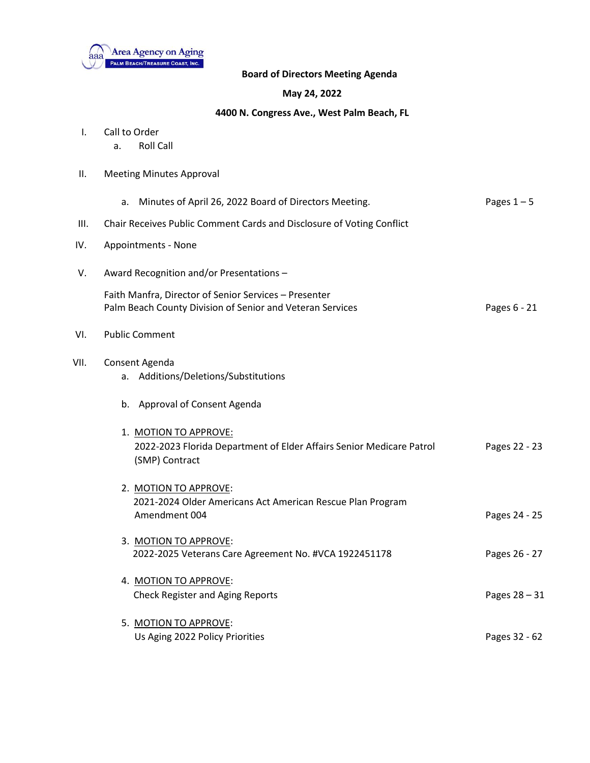Area Agency on Aging
PALM BEACH/TREASURE COAST, INC.

**Board of Directors Meeting Agenda**

**May 24, 2022**

**4400 N. Congress Ave., West Palm Beach, FL**

I. Call to Order
   a. Roll Call

II. Meeting Minutes Approval

   a. Minutes of April 26, 2022 Board of Directors Meeting. — Pages 1 – 5

III. Chair Receives Public Comment Cards and Disclosure of Voting Conflict

IV. Appointments - None

V. Award Recognition and/or Presentations –

   Faith Manfra, Director of Senior Services – Presenter
   Palm Beach County Division of Senior and Veteran Services — Pages 6 - 21

VI. Public Comment

VII. Consent Agenda
   a. Additions/Deletions/Substitutions

   b. Approval of Consent Agenda

   1. MOTION TO APPROVE:
      2022-2023 Florida Department of Elder Affairs Senior Medicare Patrol (SMP) Contract — Pages 22 - 23

   2. MOTION TO APPROVE:
      2021-2024 Older Americans Act American Rescue Plan Program Amendment 004 — Pages 24 - 25

   3. MOTION TO APPROVE:
      2022-2025 Veterans Care Agreement No. #VCA 1922451178 — Pages 26 - 27

   4. MOTION TO APPROVE:
      Check Register and Aging Reports — Pages 28 – 31

   5. MOTION TO APPROVE:
      Us Aging 2022 Policy Priorities — Pages 32 - 62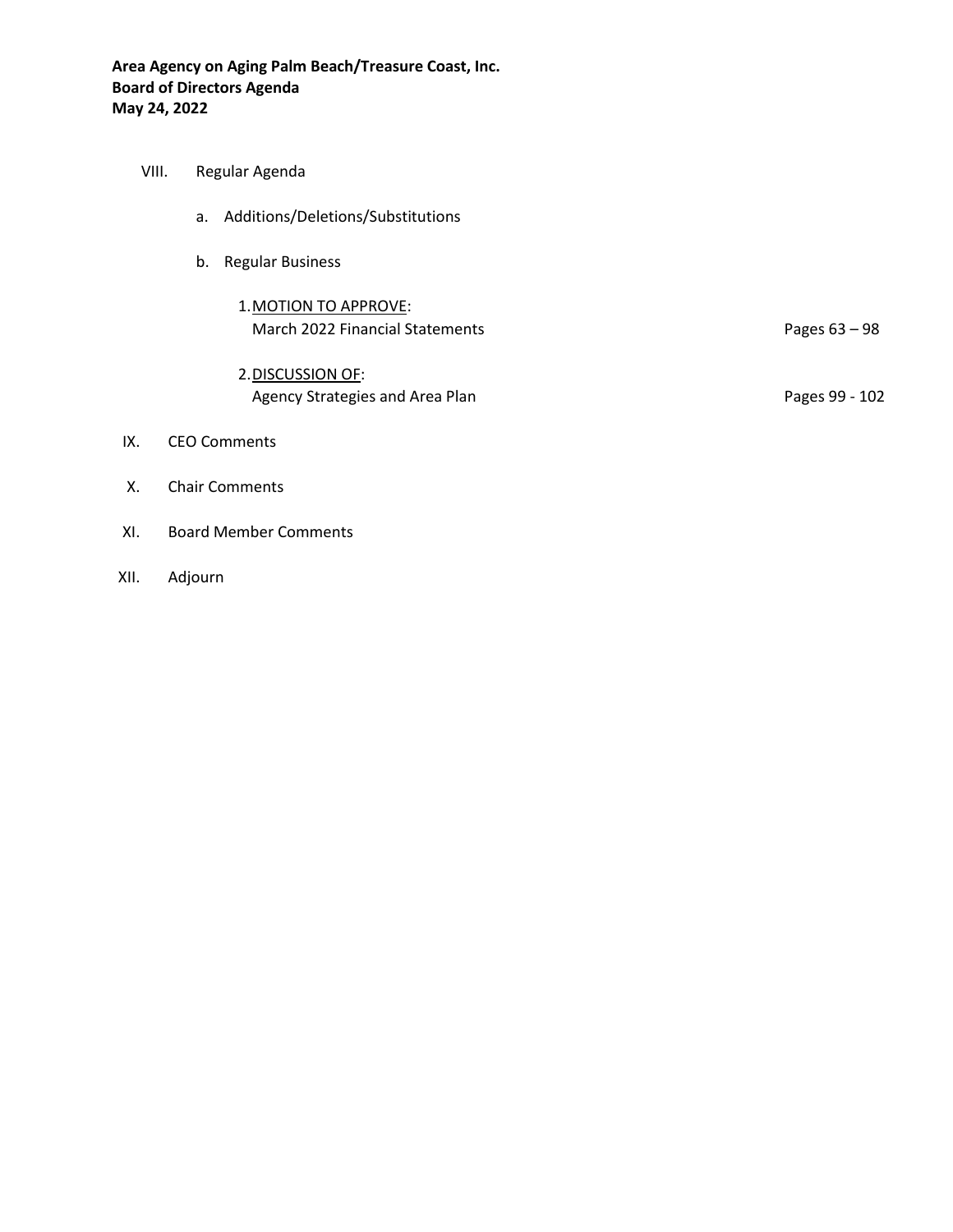**Area Agency on Aging Palm Beach/Treasure Coast, Inc.**
**Board of Directors Agenda**
**May 24, 2022**

VIII. Regular Agenda

a. Additions/Deletions/Substitutions

b. Regular Business

1. MOTION TO APPROVE:
   March 2022 Financial Statements — Pages 63 – 98

2. DISCUSSION OF:
   Agency Strategies and Area Plan — Pages 99 - 102

IX. CEO Comments

X. Chair Comments

XI. Board Member Comments

XII. Adjourn